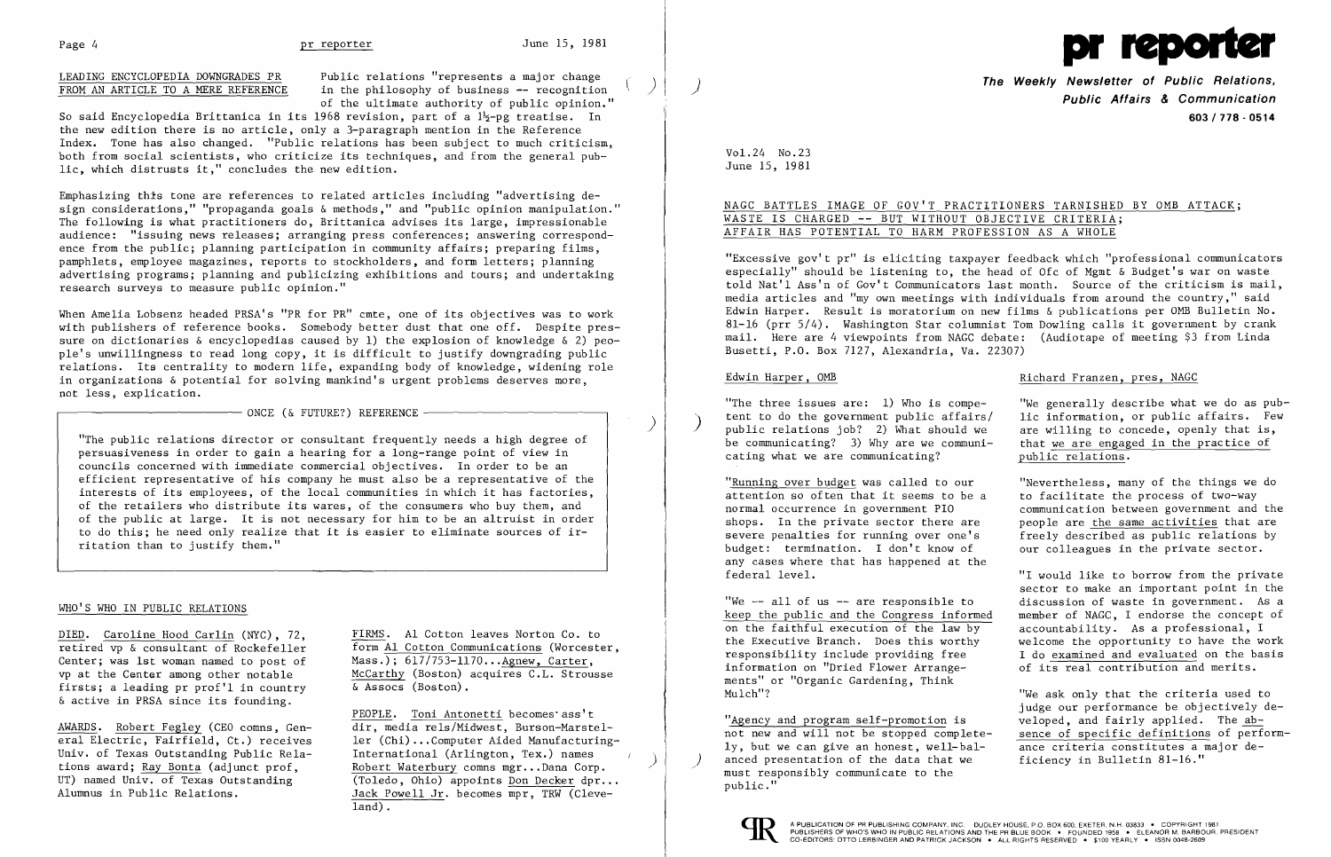## LEADING ENCYCLOPEDIA DOWNGRADES PR FROM AN ARTICLE TO A MERE REFERENCE

Public relations "represents a major change in the philosophy of business -- recognition of the ultimate authority of public opinion." So said Encyclopedia Brittanica in its 1968 revision, part of a $1\frac{1}{2}$-pg treatise. In the new edition there is no article, only a 3-paragraph mention in the Reference Index. Tone has also changed. "Public relations has been subject to much criticism, both from social scientists, who criticize its techniques, and from the general public, which distrusts it," concludes the new edition.

Emphasizing this tone are references to related articles including "advertising design considerations," "propaganda goals & methods," and "public opinion manipulation." The following is what practitioners do, Brittanica advises its large, impressionable audience: "issuing news releases; arranging press conferences; answering correspondence from the public; planning participation in community affairs; preparing films, pamphlets, employee magazines, reports to stockholders, and form letters; planning advertising programs; planning and publicizing exhibitions and tours; and undertaking research surveys to measure public opinion."

When Amelia Lobsenz headed PRSA's "PR for PR" cmte, one of its objectives was to work with publishers of reference books. Somebody better dust that one off. Despite pressure on dictionaries & encyclopedias caused by 1) the explosion of knowledge & 2) people's unwillingness to read long copy, it is difficult to justify downgrading public relations. Its centrality to modern life, expanding body of knowledge, widening role in organizations & potential for solving mankind's urgent problems deserves more, not less, explication.

### ONCE (& FUTURE?) REFERENCE

"The public relations director or consultant frequently needs a high degree of persuasiveness in order to gain a hearing for a long-range point of view in councils concerned with immediate commercial objectives. In order to be an efficient representative of his company he must also be a representative of the interests of its employees, of the local communities in which it has factories, of the retailers who distribute its wares, of the consumers who buy them, and of the public at large. It is not necessary for him to be an altruist in order to do this; he need only realize that it is easier to eliminate sources of irritation than to justify them."

## WHO'S WHO IN PUBLIC RELATIONS

DIED. Caroline Hood Carlin (NYC), 72, retired vp & consultant of Rockefeller Center; was 1st woman named to post of vp at the Center among other notable firsts; a leading pr prof'l in country & active in PRSA since its founding.

AWARDS. Robert Fegley (CEO comns, General Electric, Fairfield, Ct.) receives Univ. of Texas Outstanding Public Relations award; Ray Bonta (adjunct prof, UT) named Univ. of Texas Outstanding Alumnus in Public Relations.

FIRMS. Al Cotton leaves Norton Co. to form Al Cotton Communications (Worcester, Mass.); 617/753-1170...Agnew, Carter, McCarthy (Boston) acquires C.L. Strousse & Assocs (Boston).

PEOPLE. Toni Antonetti becomes ass't dir, media rels/Midwest, Burson-Marsteller (Chi)...Computer Aided Manufacturing-International (Arlington, Tex.) names Robert Waterbury comns mgr...Dana Corp. (Toledo, Ohio) appoints Don Decker dpr... Jack Powell Jr. becomes mpr, TRW (Cleveland).

# pr reporter

**The Weekly Newsletter of Public Relations, Public Affairs & Communication**
603 / 778 - 0514

Vol.24 No.23
June 15, 1981

## NAGC BATTLES IMAGE OF GOV'T PRACTITIONERS TARNISHED BY OMB ATTACK; WASTE IS CHARGED -- BUT WITHOUT OBJECTIVE CRITERIA; AFFAIR HAS POTENTIAL TO HARM PROFESSION AS A WHOLE

"Excessive gov't pr" is eliciting taxpayer feedback which "professional communicators especially" should be listening to, the head of Ofc of Mgmt & Budget's war on waste told Nat'l Ass'n of Gov't Communicators last month. Source of the criticism is mail, media articles and "my own meetings with individuals from around the country," said Edwin Harper. Result is moratorium on new films & publications per OMB Bulletin No. 81-16 (prr 5/4). Washington Star columnist Tom Dowling calls it government by crank mail. Here are 4 viewpoints from NAGC debate: (Audiotape of meeting $3 from Linda Busetti, P.O. Box 7127, Alexandria, Va. 22307)

### Edwin Harper, OMB

"The three issues are: 1) Who is competent to do the government public affairs/public relations job? 2) What should we be communicating? 3) Why are we communicating what we are communicating?

"Running over budget was called to our attention so often that it seems to be a normal occurrence in government PIO shops. In the private sector there are severe penalties for running over one's budget: termination. I don't know of any cases where that has happened at the federal level.

"We -- all of us -- are responsible to keep the public and the Congress informed on the faithful execution of the law by the Executive Branch. Does this worthy responsibility include providing free information on "Dried Flower Arrangements" or "Organic Gardening, Think Mulch"?

"Agency and program self-promotion is not new and will not be stopped completely, but we can give an honest, well-balanced presentation of the data that we must responsibly communicate to the public."

### Richard Franzen, pres, NAGC

"We generally describe what we do as public information, or public affairs. Few are willing to concede, openly that is, that we are engaged in the practice of public relations.

"Nevertheless, many of the things we do to facilitate the process of two-way communication between government and the people are the same activities that are freely described as public relations by our colleagues in the private sector.

"I would like to borrow from the private sector to make an important point in the discussion of waste in government. As a member of NAGC, I endorse the concept of accountability. As a professional, I welcome the opportunity to have the work I do examined and evaluated on the basis of its real contribution and merits.

"We ask only that the criteria used to judge our performance be objectively developed, and fairly applied. The absence of specific definitions of performance criteria constitutes a major deficiency in Bulletin 81-16."

A PUBLICATION OF PR PUBLISHING COMPANY, INC. DUDLEY HOUSE, P.O. BOX 600, EXETER, N.H. 03833 • COPYRIGHT 1981 PUBLISHERS OF WHO'S WHO IN PUBLIC RELATIONS AND THE PR BLUE BOOK • FOUNDED 1958 • ELEANOR M. BARBOUR, PRESIDENT CO-EDITORS: OTTO LERBINGER AND PATRICK JACKSON • ALL RIGHTS RESERVED • $100 YEARLY • ISSN 0048-2609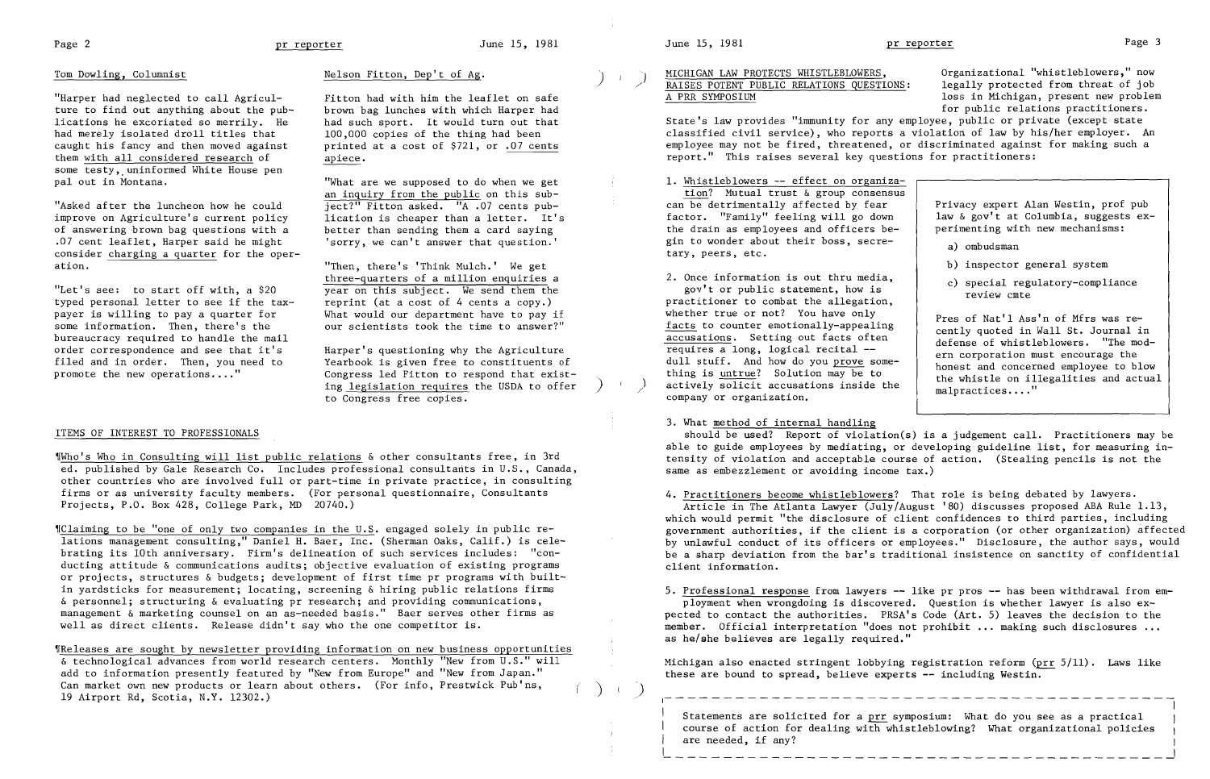## Tom Dowling, Columnist

"Harper had neglected to call Agriculture to find out anything about the publications he excoriated so merrily. He had merely isolated droll titles that caught his fancy and then moved against them with all considered research of some testy, uninformed White House pen pal out in Montana.

"Asked after the luncheon how he could improve on Agriculture's current policy of answering brown bag questions with a .07 cent leaflet, Harper said he might consider charging a quarter for the operation.

"Let's see: to start off with, a $20 typed personal letter to see if the taxpayer is willing to pay a quarter for some information. Then, there's the bureaucracy required to handle the mail order correspondence and see that it's filed and in order. Then, you need to promote the new operations...."

## Nelson Fitton, Dep't of Ag.

Fitton had with him the leaflet on safe brown bag lunches with which Harper had had such sport. It would turn out that 100,000 copies of the thing had been printed at a cost of $721, or .07 cents apiece.

"What are we supposed to do when we get an inquiry from the public on this subject?" Fitton asked. "A .07 cents publication is cheaper than a letter. It's better than sending them a card saying 'sorry, we can't answer that question.'

"Then, there's 'Think Mulch.' We get three-quarters of a million enquiries a year on this subject. We send them the reprint (at a cost of 4 cents a copy.) What would our department have to pay if our scientists took the time to answer?"

Harper's questioning why the Agriculture Yearbook is given free to constituents of Congress led Fitton to respond that existing legislation requires the USDA to offer to Congress free copies.

## ITEMS OF INTEREST TO PROFESSIONALS

¶Who's Who in Consulting will list public relations & other consultants free, in 3rd ed. published by Gale Research Co. Includes professional consultants in U.S., Canada, other countries who are involved full or part-time in private practice, in consulting firms or as university faculty members. (For personal questionnaire, Consultants Projects, P.O. Box 428, College Park, MD 20740.)

¶Claiming to be "one of only two companies in the U.S. engaged solely in public relations management consulting," Daniel H. Baer, Inc. (Sherman Oaks, Calif.) is celebrating its 10th anniversary. Firm's delineation of such services includes: "conducting attitude & communications audits; objective evaluation of existing programs or projects, structures & budgets; development of first time pr programs with built-in yardsticks for measurement; locating, screening & hiring public relations firms & personnel; structuring & evaluating pr research; and providing communications, management & marketing counsel on an as-needed basis." Baer serves other firms as well as direct clients. Release didn't say who the one competitor is.

¶Releases are sought by newsletter providing information on new business opportunities & technological advances from world research centers. Monthly "New from U.S." will add to information presently featured by "New from Europe" and "New from Japan." Can market own new products or learn about others. (For info, Prestwick Pub'ns, 19 Airport Rd, Scotia, N.Y. 12302.)

## MICHIGAN LAW PROTECTS WHISTLEBLOWERS, RAISES POTENT PUBLIC RELATIONS QUESTIONS: A PRR SYMPOSIUM

Organizational "whistleblowers," now legally protected from threat of job loss in Michigan, present new problem for public relations practitioners.

State's law provides "immunity for any employee, public or private (except state classified civil service), who reports a violation of law by his/her employer. An employee may not be fired, threatened, or discriminated against for making such a report." This raises several key questions for practitioners:

1. Whistleblowers -- effect on organization? Mutual trust & group consensus can be detrimentally affected by fear factor. "Family" feeling will go down the drain as employees and officers begin to wonder about their boss, secretary, peers, etc.

2. Once information is out thru media, gov't or public statement, how is practitioner to combat the allegation, whether true or not? You have only facts to counter emotionally-appealing accusations. Setting out facts often requires a long, logical recital -- dull stuff. And how do you prove something is untrue? Solution may be to actively solicit accusations inside the company or organization.

> Privacy expert Alan Westin, prof pub law & gov't at Columbia, suggests experimenting with new mechanisms:
>
> a) ombudsman
>
> b) inspector general system
>
> c) special regulatory-compliance review cmte
>
> Pres of Nat'l Ass'n of Mfrs was recently quoted in Wall St. Journal in defense of whistleblowers. "The modern corporation must encourage the honest and concerned employee to blow the whistle on illegalities and actual malpractices...."

3. What method of internal handling should be used? Report of violation(s) is a judgement call. Practitioners may be able to guide employees by mediating, or developing guideline list, for measuring intensity of violation and acceptable course of action. (Stealing pencils is not the same as embezzlement or avoiding income tax.)

4. Practitioners become whistleblowers? That role is being debated by lawyers. Article in The Atlanta Lawyer (July/August '80) discusses proposed ABA Rule 1.13, which would permit "the disclosure of client confidences to third parties, including government authorities, if the client is a corporation (or other organization) affected by unlawful conduct of its officers or employees." Disclosure, the author says, would be a sharp deviation from the bar's traditional insistence on sanctity of confidential client information.

5. Professional response from lawyers -- like pr pros -- has been withdrawal from employment when wrongdoing is discovered. Question is whether lawyer is also expected to contact the authorities. PRSA's Code (Art. 5) leaves the decision to the member. Official interpretation "does not prohibit ... making such disclosures ... as he/she believes are legally required."

Michigan also enacted stringent lobbying registration reform (prr 5/11). Laws like these are bound to spread, believe experts -- including Westin.

> Statements are solicited for a prr symposium: What do you see as a practical course of action for dealing with whistleblowing? What organizational policies are needed, if any?